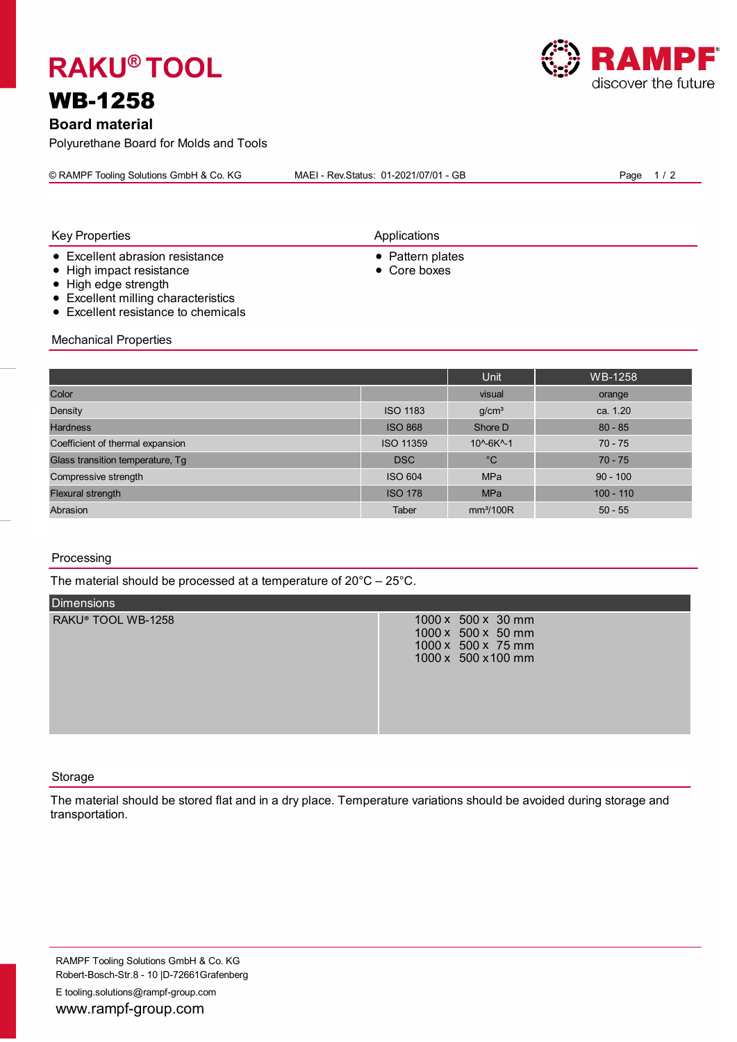# RAKU® TOOL

# WB-1258

## Board material

Polyurethane Board for Molds and Tools

© RAMPF Tooling Solutions GmbH & Co. KG MAEI - Rev.Status: 01-2021/07/01 - GB

### Key Properties

- Excellent abrasion resistance
- High impact resistance
- High edge strength
- Excellent milling characteristics
- Excellent resistance to chemicals

### Applications

- Pattern plates
- Core boxes

### Mechanical Properties

| | | Unit | WB-1258 |
|---|---|---|---|
| Color | | visual | orange |
| Density | ISO 1183 | g/cm³ | ca. 1.20 |
| Hardness | ISO 868 | Shore D | 80 - 85 |
| Coefficient of thermal expansion | ISO 11359 | 10^-6K^-1 | 70 - 75 |
| Glass transition temperature, Tg | DSC | °C | 70 - 75 |
| Compressive strength | ISO 604 | MPa | 90 - 100 |
| Flexural strength | ISO 178 | MPa | 100 - 110 |
| Abrasion | Taber | mm³/100R | 50 - 55 |

### Processing

The material should be processed at a temperature of 20°C – 25°C.

| Dimensions | |
|---|---|
| RAKU® TOOL WB-1258 | 1000 x 500 x 30 mm<br>1000 x 500 x 50 mm<br>1000 x 500 x 75 mm<br>1000 x 500 x 100 mm |

### Storage

The material should be stored flat and in a dry place. Temperature variations should be avoided during storage and transportation.

RAMPF Tooling Solutions GmbH & Co. KG
Robert-Bosch-Str.8 - 10 |D-72661Grafenberg
E tooling.solutions@rampf-group.com
www.rampf-group.com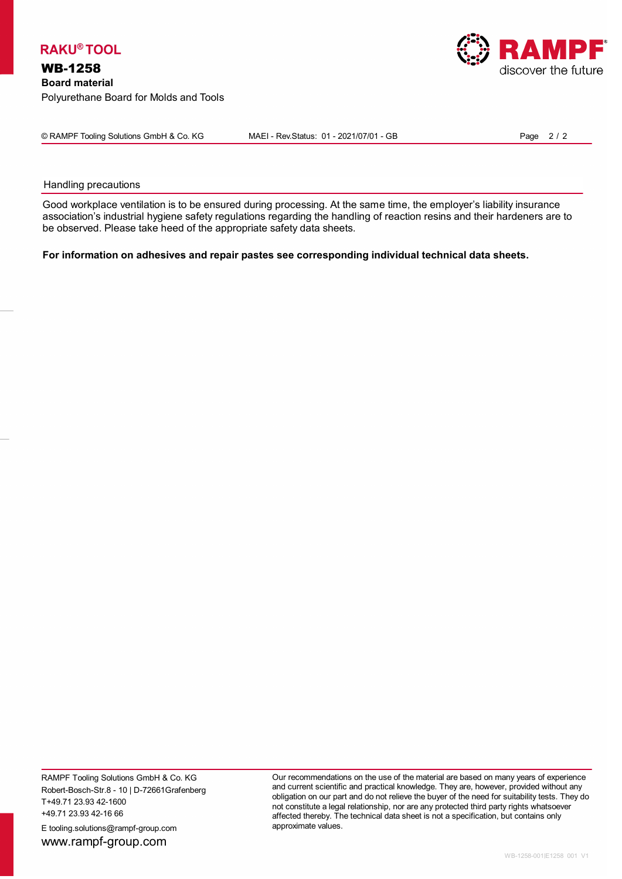## Handling precautions

Good workplace ventilation is to be ensured during processing. At the same time, the employer's liability insurance association's industrial hygiene safety regulations regarding the handling of reaction resins and their hardeners are to be observed. Please take heed of the appropriate safety data sheets.

**For information on adhesives and repair pastes see corresponding individual technical data sheets.**

RAMPF Tooling Solutions GmbH & Co. KG
Robert-Bosch-Str.8 - 10 | D-72661Grafenberg
T+49.71 23.93 42-1600
+49.71 23.93 42-16 66

E tooling.solutions@rampf-group.com
www.rampf-group.com

Our recommendations on the use of the material are based on many years of experience and current scientific and practical knowledge. They are, however, provided without any obligation on our part and do not relieve the buyer of the need for suitability tests. They do not constitute a legal relationship, nor are any protected third party rights whatsoever affected thereby. The technical data sheet is not a specification, but contains only approximate values.